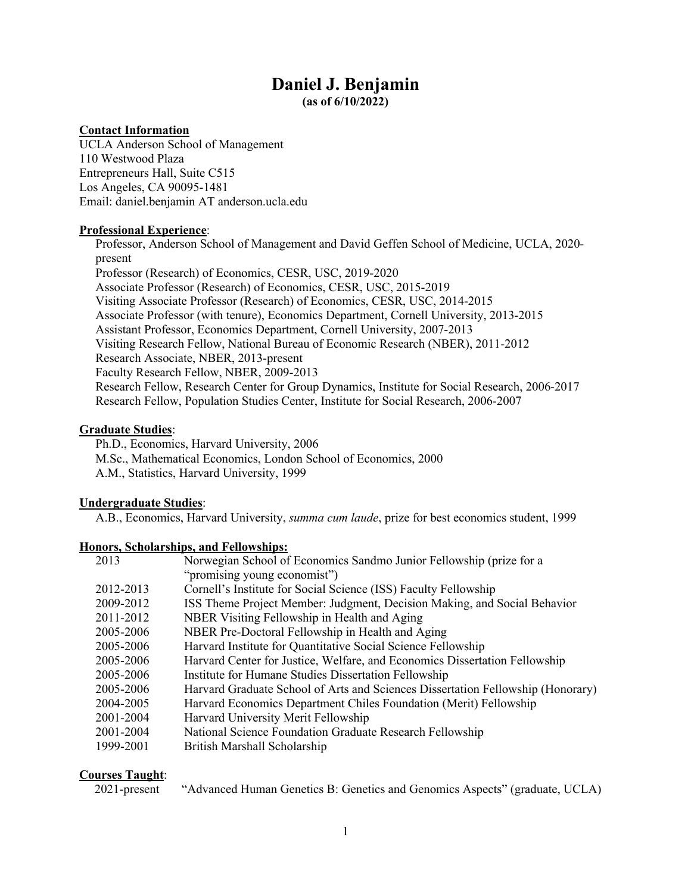# Daniel J. Benjamin

**(as of 6/10/2022)**

**Contact Information**

UCLA Anderson School of Management
110 Westwood Plaza
Entrepreneurs Hall, Suite C515
Los Angeles, CA 90095-1481
Email: daniel.benjamin AT anderson.ucla.edu

**Professional Experience**:

Professor, Anderson School of Management and David Geffen School of Medicine, UCLA, 2020-present
Professor (Research) of Economics, CESR, USC, 2019-2020
Associate Professor (Research) of Economics, CESR, USC, 2015-2019
Visiting Associate Professor (Research) of Economics, CESR, USC, 2014-2015
Associate Professor (with tenure), Economics Department, Cornell University, 2013-2015
Assistant Professor, Economics Department, Cornell University, 2007-2013
Visiting Research Fellow, National Bureau of Economic Research (NBER), 2011-2012
Research Associate, NBER, 2013-present
Faculty Research Fellow, NBER, 2009-2013
Research Fellow, Research Center for Group Dynamics, Institute for Social Research, 2006-2017
Research Fellow, Population Studies Center, Institute for Social Research, 2006-2007

**Graduate Studies**:

Ph.D., Economics, Harvard University, 2006
M.Sc., Mathematical Economics, London School of Economics, 2000
A.M., Statistics, Harvard University, 1999

**Undergraduate Studies**:

A.B., Economics, Harvard University, *summa cum laude*, prize for best economics student, 1999

**Honors, Scholarships, and Fellowships:**

| | |
|---|---|
| 2013 | Norwegian School of Economics Sandmo Junior Fellowship (prize for a "promising young economist") |
| 2012-2013 | Cornell's Institute for Social Science (ISS) Faculty Fellowship |
| 2009-2012 | ISS Theme Project Member: Judgment, Decision Making, and Social Behavior |
| 2011-2012 | NBER Visiting Fellowship in Health and Aging |
| 2005-2006 | NBER Pre-Doctoral Fellowship in Health and Aging |
| 2005-2006 | Harvard Institute for Quantitative Social Science Fellowship |
| 2005-2006 | Harvard Center for Justice, Welfare, and Economics Dissertation Fellowship |
| 2005-2006 | Institute for Humane Studies Dissertation Fellowship |
| 2005-2006 | Harvard Graduate School of Arts and Sciences Dissertation Fellowship (Honorary) |
| 2004-2005 | Harvard Economics Department Chiles Foundation (Merit) Fellowship |
| 2001-2004 | Harvard University Merit Fellowship |
| 2001-2004 | National Science Foundation Graduate Research Fellowship |
| 1999-2001 | British Marshall Scholarship |

**Courses Taught**:

| | |
|---|---|
| 2021-present | "Advanced Human Genetics B: Genetics and Genomics Aspects" (graduate, UCLA) |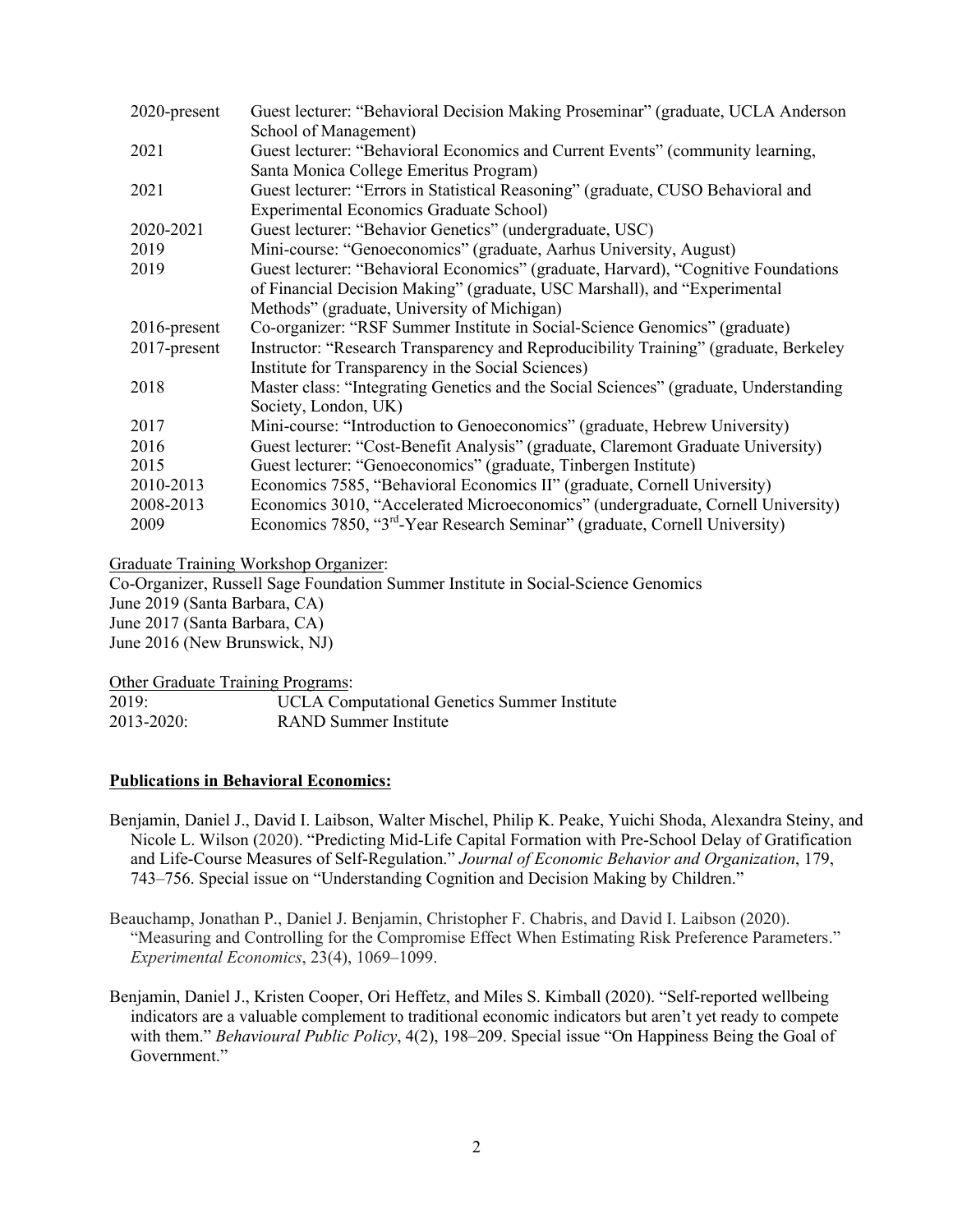| | |
|---|---|
| 2020-present | Guest lecturer: "Behavioral Decision Making Proseminar" (graduate, UCLA Anderson School of Management) |
| 2021 | Guest lecturer: "Behavioral Economics and Current Events" (community learning, Santa Monica College Emeritus Program) |
| 2021 | Guest lecturer: "Errors in Statistical Reasoning" (graduate, CUSO Behavioral and Experimental Economics Graduate School) |
| 2020-2021 | Guest lecturer: "Behavior Genetics" (undergraduate, USC) |
| 2019 | Mini-course: "Genoeconomics" (graduate, Aarhus University, August) |
| 2019 | Guest lecturer: "Behavioral Economics" (graduate, Harvard), "Cognitive Foundations of Financial Decision Making" (graduate, USC Marshall), and "Experimental Methods" (graduate, University of Michigan) |
| 2016-present | Co-organizer: "RSF Summer Institute in Social-Science Genomics" (graduate) |
| 2017-present | Instructor: "Research Transparency and Reproducibility Training" (graduate, Berkeley Institute for Transparency in the Social Sciences) |
| 2018 | Master class: "Integrating Genetics and the Social Sciences" (graduate, Understanding Society, London, UK) |
| 2017 | Mini-course: "Introduction to Genoeconomics" (graduate, Hebrew University) |
| 2016 | Guest lecturer: "Cost-Benefit Analysis" (graduate, Claremont Graduate University) |
| 2015 | Guest lecturer: "Genoeconomics" (graduate, Tinbergen Institute) |
| 2010-2013 | Economics 7585, "Behavioral Economics II" (graduate, Cornell University) |
| 2008-2013 | Economics 3010, "Accelerated Microeconomics" (undergraduate, Cornell University) |
| 2009 | Economics 7850, "3rd-Year Research Seminar" (graduate, Cornell University) |

Graduate Training Workshop Organizer:

Co-Organizer, Russell Sage Foundation Summer Institute in Social-Science Genomics
June 2019 (Santa Barbara, CA)
June 2017 (Santa Barbara, CA)
June 2016 (New Brunswick, NJ)

Other Graduate Training Programs:

| | |
|---|---|
| 2019: | UCLA Computational Genetics Summer Institute |
| 2013-2020: | RAND Summer Institute |

**Publications in Behavioral Economics:**

Benjamin, Daniel J., David I. Laibson, Walter Mischel, Philip K. Peake, Yuichi Shoda, Alexandra Steiny, and Nicole L. Wilson (2020). "Predicting Mid-Life Capital Formation with Pre-School Delay of Gratification and Life-Course Measures of Self-Regulation." *Journal of Economic Behavior and Organization*, 179, 743–756. Special issue on "Understanding Cognition and Decision Making by Children."

Beauchamp, Jonathan P., Daniel J. Benjamin, Christopher F. Chabris, and David I. Laibson (2020). "Measuring and Controlling for the Compromise Effect When Estimating Risk Preference Parameters." *Experimental Economics*, 23(4), 1069–1099.

Benjamin, Daniel J., Kristen Cooper, Ori Heffetz, and Miles S. Kimball (2020). "Self-reported wellbeing indicators are a valuable complement to traditional economic indicators but aren't yet ready to compete with them." *Behavioural Public Policy*, 4(2), 198–209. Special issue "On Happiness Being the Goal of Government."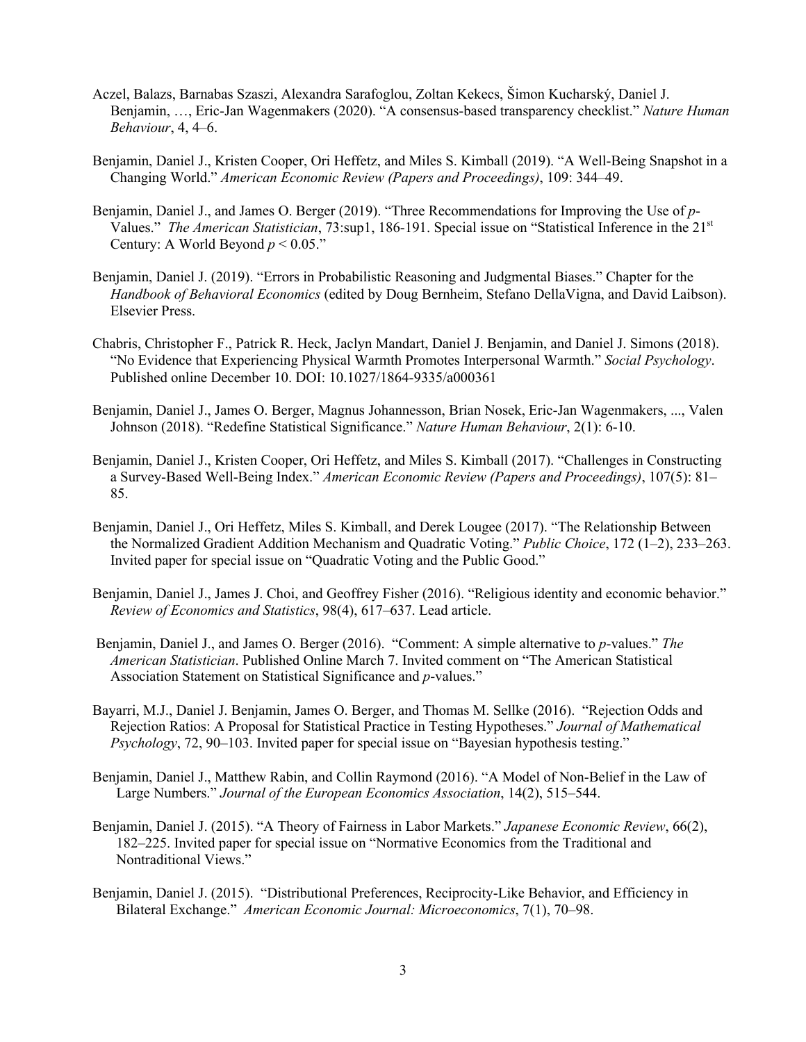Aczel, Balazs, Barnabas Szaszi, Alexandra Sarafoglou, Zoltan Kekecs, Šimon Kucharský, Daniel J. Benjamin, …, Eric-Jan Wagenmakers (2020). "A consensus-based transparency checklist." *Nature Human Behaviour*, 4, 4–6.

Benjamin, Daniel J., Kristen Cooper, Ori Heffetz, and Miles S. Kimball (2019). "A Well-Being Snapshot in a Changing World." *American Economic Review (Papers and Proceedings)*, 109: 344–49.

Benjamin, Daniel J., and James O. Berger (2019). "Three Recommendations for Improving the Use of *p*-Values." *The American Statistician*, 73:sup1, 186-191. Special issue on "Statistical Inference in the 21st Century: A World Beyond $p < 0.05$."

Benjamin, Daniel J. (2019). "Errors in Probabilistic Reasoning and Judgmental Biases." Chapter for the *Handbook of Behavioral Economics* (edited by Doug Bernheim, Stefano DellaVigna, and David Laibson). Elsevier Press.

Chabris, Christopher F., Patrick R. Heck, Jaclyn Mandart, Daniel J. Benjamin, and Daniel J. Simons (2018). "No Evidence that Experiencing Physical Warmth Promotes Interpersonal Warmth." *Social Psychology*. Published online December 10. DOI: 10.1027/1864-9335/a000361

Benjamin, Daniel J., James O. Berger, Magnus Johannesson, Brian Nosek, Eric-Jan Wagenmakers, ..., Valen Johnson (2018). "Redefine Statistical Significance." *Nature Human Behaviour*, 2(1): 6-10.

Benjamin, Daniel J., Kristen Cooper, Ori Heffetz, and Miles S. Kimball (2017). "Challenges in Constructing a Survey-Based Well-Being Index." *American Economic Review (Papers and Proceedings)*, 107(5): 81–85.

Benjamin, Daniel J., Ori Heffetz, Miles S. Kimball, and Derek Lougee (2017). "The Relationship Between the Normalized Gradient Addition Mechanism and Quadratic Voting." *Public Choice*, 172 (1–2), 233–263. Invited paper for special issue on "Quadratic Voting and the Public Good."

Benjamin, Daniel J., James J. Choi, and Geoffrey Fisher (2016). "Religious identity and economic behavior." *Review of Economics and Statistics*, 98(4), 617–637. Lead article.

Benjamin, Daniel J., and James O. Berger (2016). "Comment: A simple alternative to *p*-values." *The American Statistician*. Published Online March 7. Invited comment on "The American Statistical Association Statement on Statistical Significance and *p*-values."

Bayarri, M.J., Daniel J. Benjamin, James O. Berger, and Thomas M. Sellke (2016). "Rejection Odds and Rejection Ratios: A Proposal for Statistical Practice in Testing Hypotheses." *Journal of Mathematical Psychology*, 72, 90–103. Invited paper for special issue on "Bayesian hypothesis testing."

Benjamin, Daniel J., Matthew Rabin, and Collin Raymond (2016). "A Model of Non-Belief in the Law of Large Numbers." *Journal of the European Economics Association*, 14(2), 515–544.

Benjamin, Daniel J. (2015). "A Theory of Fairness in Labor Markets." *Japanese Economic Review*, 66(2), 182–225. Invited paper for special issue on "Normative Economics from the Traditional and Nontraditional Views."

Benjamin, Daniel J. (2015). "Distributional Preferences, Reciprocity-Like Behavior, and Efficiency in Bilateral Exchange." *American Economic Journal: Microeconomics*, 7(1), 70–98.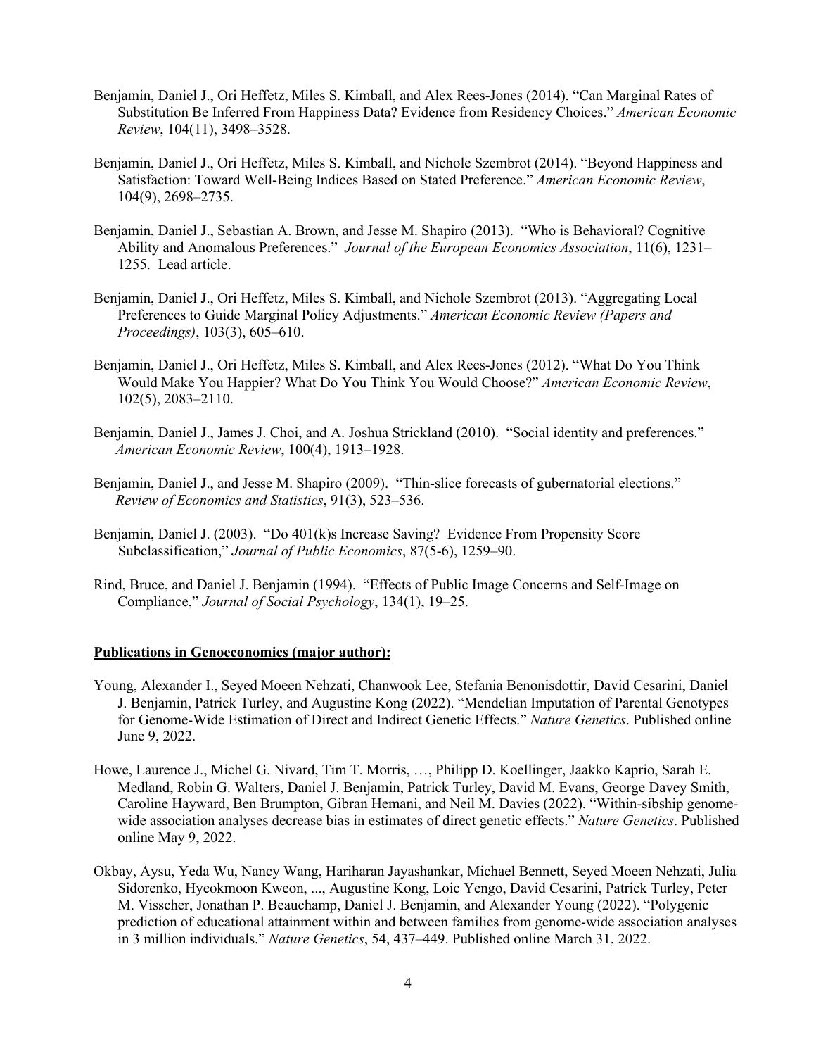Benjamin, Daniel J., Ori Heffetz, Miles S. Kimball, and Alex Rees-Jones (2014). "Can Marginal Rates of Substitution Be Inferred From Happiness Data? Evidence from Residency Choices." *American Economic Review*, 104(11), 3498–3528.

Benjamin, Daniel J., Ori Heffetz, Miles S. Kimball, and Nichole Szembrot (2014). "Beyond Happiness and Satisfaction: Toward Well-Being Indices Based on Stated Preference." *American Economic Review*, 104(9), 2698–2735.

Benjamin, Daniel J., Sebastian A. Brown, and Jesse M. Shapiro (2013). "Who is Behavioral? Cognitive Ability and Anomalous Preferences." *Journal of the European Economics Association*, 11(6), 1231–1255. Lead article.

Benjamin, Daniel J., Ori Heffetz, Miles S. Kimball, and Nichole Szembrot (2013). "Aggregating Local Preferences to Guide Marginal Policy Adjustments." *American Economic Review (Papers and Proceedings)*, 103(3), 605–610.

Benjamin, Daniel J., Ori Heffetz, Miles S. Kimball, and Alex Rees-Jones (2012). "What Do You Think Would Make You Happier? What Do You Think You Would Choose?" *American Economic Review*, 102(5), 2083–2110.

Benjamin, Daniel J., James J. Choi, and A. Joshua Strickland (2010). "Social identity and preferences." *American Economic Review*, 100(4), 1913–1928.

Benjamin, Daniel J., and Jesse M. Shapiro (2009). "Thin-slice forecasts of gubernatorial elections." *Review of Economics and Statistics*, 91(3), 523–536.

Benjamin, Daniel J. (2003). "Do 401(k)s Increase Saving? Evidence From Propensity Score Subclassification," *Journal of Public Economics*, 87(5-6), 1259–90.

Rind, Bruce, and Daniel J. Benjamin (1994). "Effects of Public Image Concerns and Self-Image on Compliance," *Journal of Social Psychology*, 134(1), 19–25.

**Publications in Genoeconomics (major author):**

Young, Alexander I., Seyed Moeen Nehzati, Chanwook Lee, Stefania Benonisdottir, David Cesarini, Daniel J. Benjamin, Patrick Turley, and Augustine Kong (2022). "Mendelian Imputation of Parental Genotypes for Genome-Wide Estimation of Direct and Indirect Genetic Effects." *Nature Genetics*. Published online June 9, 2022.

Howe, Laurence J., Michel G. Nivard, Tim T. Morris, …, Philipp D. Koellinger, Jaakko Kaprio, Sarah E. Medland, Robin G. Walters, Daniel J. Benjamin, Patrick Turley, David M. Evans, George Davey Smith, Caroline Hayward, Ben Brumpton, Gibran Hemani, and Neil M. Davies (2022). "Within-sibship genome-wide association analyses decrease bias in estimates of direct genetic effects." *Nature Genetics*. Published online May 9, 2022.

Okbay, Aysu, Yeda Wu, Nancy Wang, Hariharan Jayashankar, Michael Bennett, Seyed Moeen Nehzati, Julia Sidorenko, Hyeokmoon Kweon, ..., Augustine Kong, Loic Yengo, David Cesarini, Patrick Turley, Peter M. Visscher, Jonathan P. Beauchamp, Daniel J. Benjamin, and Alexander Young (2022). "Polygenic prediction of educational attainment within and between families from genome-wide association analyses in 3 million individuals." *Nature Genetics*, 54, 437–449. Published online March 31, 2022.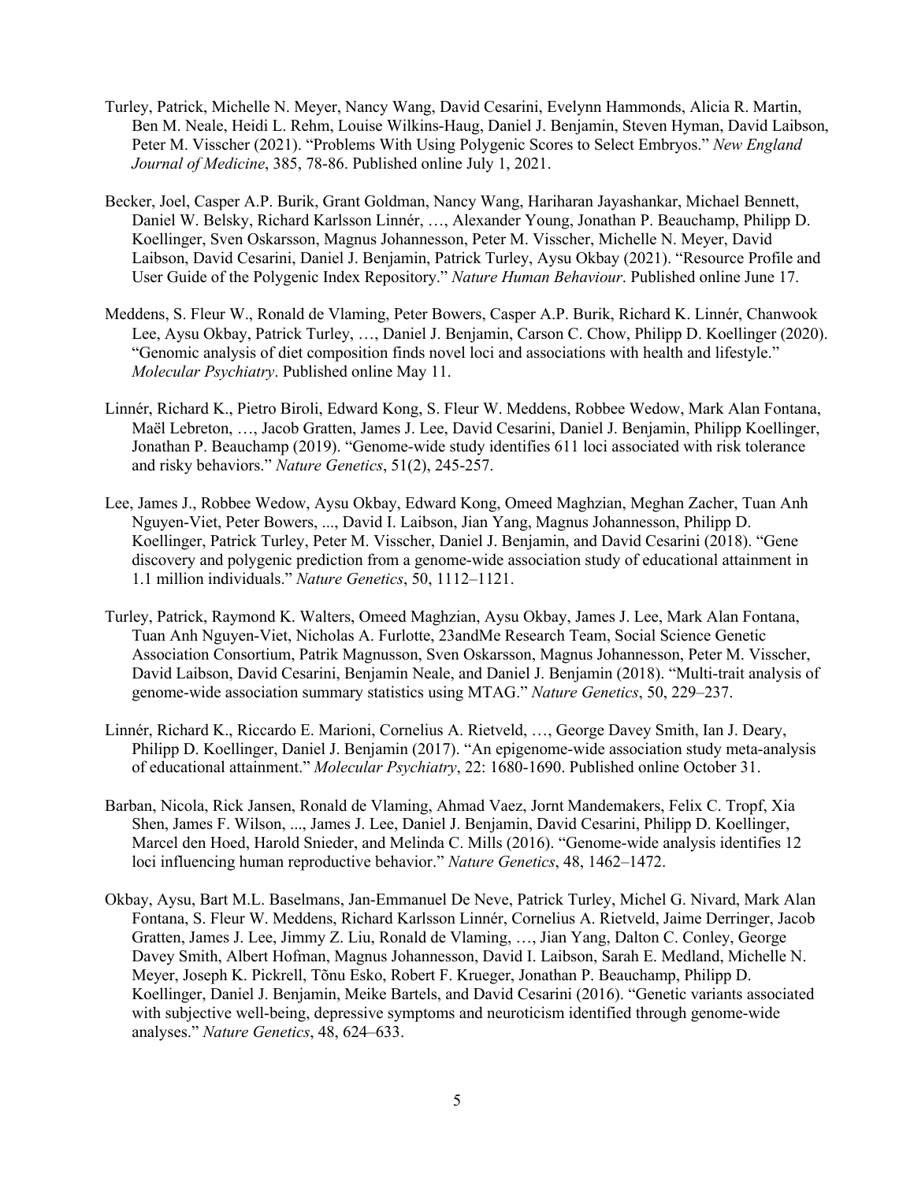Turley, Patrick, Michelle N. Meyer, Nancy Wang, David Cesarini, Evelynn Hammonds, Alicia R. Martin, Ben M. Neale, Heidi L. Rehm, Louise Wilkins-Haug, Daniel J. Benjamin, Steven Hyman, David Laibson, Peter M. Visscher (2021). "Problems With Using Polygenic Scores to Select Embryos." *New England Journal of Medicine*, 385, 78-86. Published online July 1, 2021.

Becker, Joel, Casper A.P. Burik, Grant Goldman, Nancy Wang, Hariharan Jayashankar, Michael Bennett, Daniel W. Belsky, Richard Karlsson Linnér, …, Alexander Young, Jonathan P. Beauchamp, Philipp D. Koellinger, Sven Oskarsson, Magnus Johannesson, Peter M. Visscher, Michelle N. Meyer, David Laibson, David Cesarini, Daniel J. Benjamin, Patrick Turley, Aysu Okbay (2021). "Resource Profile and User Guide of the Polygenic Index Repository." *Nature Human Behaviour*. Published online June 17.

Meddens, S. Fleur W., Ronald de Vlaming, Peter Bowers, Casper A.P. Burik, Richard K. Linnér, Chanwook Lee, Aysu Okbay, Patrick Turley, …, Daniel J. Benjamin, Carson C. Chow, Philipp D. Koellinger (2020). "Genomic analysis of diet composition finds novel loci and associations with health and lifestyle." *Molecular Psychiatry*. Published online May 11.

Linnér, Richard K., Pietro Biroli, Edward Kong, S. Fleur W. Meddens, Robbee Wedow, Mark Alan Fontana, Maël Lebreton, …, Jacob Gratten, James J. Lee, David Cesarini, Daniel J. Benjamin, Philipp Koellinger, Jonathan P. Beauchamp (2019). "Genome-wide study identifies 611 loci associated with risk tolerance and risky behaviors." *Nature Genetics*, 51(2), 245-257.

Lee, James J., Robbee Wedow, Aysu Okbay, Edward Kong, Omeed Maghzian, Meghan Zacher, Tuan Anh Nguyen-Viet, Peter Bowers, ..., David I. Laibson, Jian Yang, Magnus Johannesson, Philipp D. Koellinger, Patrick Turley, Peter M. Visscher, Daniel J. Benjamin, and David Cesarini (2018). "Gene discovery and polygenic prediction from a genome-wide association study of educational attainment in 1.1 million individuals." *Nature Genetics*, 50, 1112–1121.

Turley, Patrick, Raymond K. Walters, Omeed Maghzian, Aysu Okbay, James J. Lee, Mark Alan Fontana, Tuan Anh Nguyen-Viet, Nicholas A. Furlotte, 23andMe Research Team, Social Science Genetic Association Consortium, Patrik Magnusson, Sven Oskarsson, Magnus Johannesson, Peter M. Visscher, David Laibson, David Cesarini, Benjamin Neale, and Daniel J. Benjamin (2018). "Multi-trait analysis of genome-wide association summary statistics using MTAG." *Nature Genetics*, 50, 229–237.

Linnér, Richard K., Riccardo E. Marioni, Cornelius A. Rietveld, …, George Davey Smith, Ian J. Deary, Philipp D. Koellinger, Daniel J. Benjamin (2017). "An epigenome-wide association study meta-analysis of educational attainment." *Molecular Psychiatry*, 22: 1680-1690. Published online October 31.

Barban, Nicola, Rick Jansen, Ronald de Vlaming, Ahmad Vaez, Jornt Mandemakers, Felix C. Tropf, Xia Shen, James F. Wilson, ..., James J. Lee, Daniel J. Benjamin, David Cesarini, Philipp D. Koellinger, Marcel den Hoed, Harold Snieder, and Melinda C. Mills (2016). "Genome-wide analysis identifies 12 loci influencing human reproductive behavior." *Nature Genetics*, 48, 1462–1472.

Okbay, Aysu, Bart M.L. Baselmans, Jan-Emmanuel De Neve, Patrick Turley, Michel G. Nivard, Mark Alan Fontana, S. Fleur W. Meddens, Richard Karlsson Linnér, Cornelius A. Rietveld, Jaime Derringer, Jacob Gratten, James J. Lee, Jimmy Z. Liu, Ronald de Vlaming, …, Jian Yang, Dalton C. Conley, George Davey Smith, Albert Hofman, Magnus Johannesson, David I. Laibson, Sarah E. Medland, Michelle N. Meyer, Joseph K. Pickrell, Tõnu Esko, Robert F. Krueger, Jonathan P. Beauchamp, Philipp D. Koellinger, Daniel J. Benjamin, Meike Bartels, and David Cesarini (2016). "Genetic variants associated with subjective well-being, depressive symptoms and neuroticism identified through genome-wide analyses." *Nature Genetics*, 48, 624–633.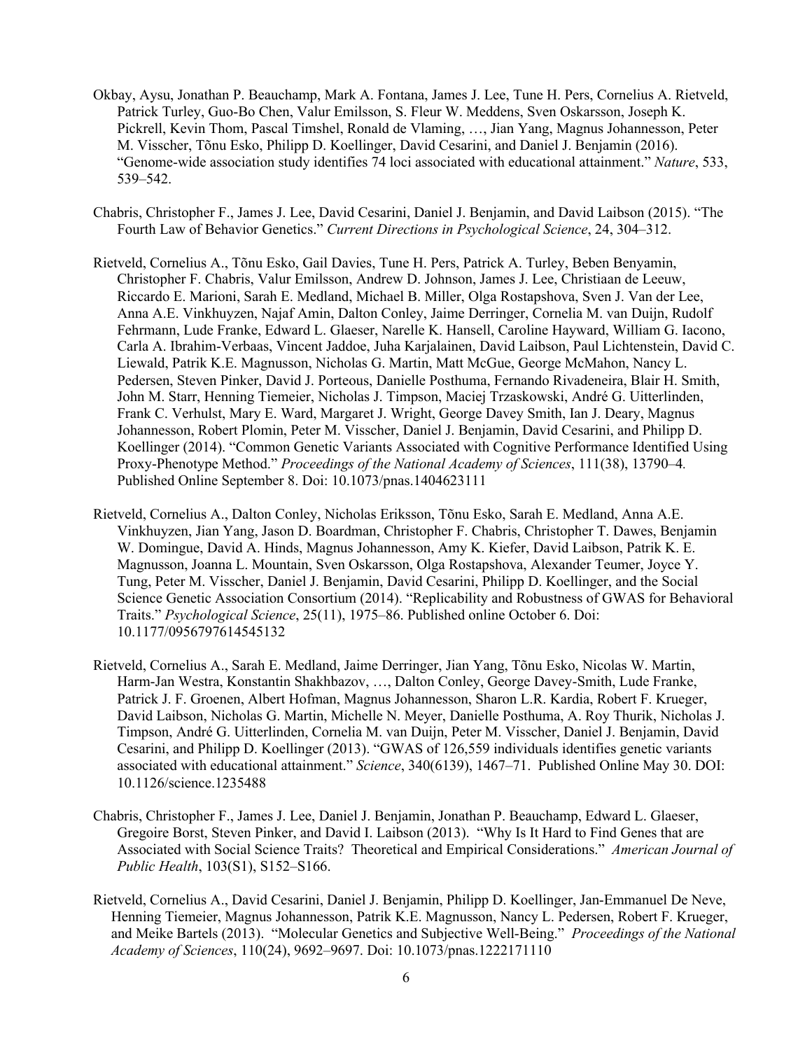Okbay, Aysu, Jonathan P. Beauchamp, Mark A. Fontana, James J. Lee, Tune H. Pers, Cornelius A. Rietveld, Patrick Turley, Guo-Bo Chen, Valur Emilsson, S. Fleur W. Meddens, Sven Oskarsson, Joseph K. Pickrell, Kevin Thom, Pascal Timshel, Ronald de Vlaming, …, Jian Yang, Magnus Johannesson, Peter M. Visscher, Tõnu Esko, Philipp D. Koellinger, David Cesarini, and Daniel J. Benjamin (2016). "Genome-wide association study identifies 74 loci associated with educational attainment." *Nature*, 533, 539–542.

Chabris, Christopher F., James J. Lee, David Cesarini, Daniel J. Benjamin, and David Laibson (2015). "The Fourth Law of Behavior Genetics." *Current Directions in Psychological Science*, 24, 304–312.

Rietveld, Cornelius A., Tõnu Esko, Gail Davies, Tune H. Pers, Patrick A. Turley, Beben Benyamin, Christopher F. Chabris, Valur Emilsson, Andrew D. Johnson, James J. Lee, Christiaan de Leeuw, Riccardo E. Marioni, Sarah E. Medland, Michael B. Miller, Olga Rostapshova, Sven J. Van der Lee, Anna A.E. Vinkhuyzen, Najaf Amin, Dalton Conley, Jaime Derringer, Cornelia M. van Duijn, Rudolf Fehrmann, Lude Franke, Edward L. Glaeser, Narelle K. Hansell, Caroline Hayward, William G. Iacono, Carla A. Ibrahim-Verbaas, Vincent Jaddoe, Juha Karjalainen, David Laibson, Paul Lichtenstein, David C. Liewald, Patrik K.E. Magnusson, Nicholas G. Martin, Matt McGue, George McMahon, Nancy L. Pedersen, Steven Pinker, David J. Porteous, Danielle Posthuma, Fernando Rivadeneira, Blair H. Smith, John M. Starr, Henning Tiemeier, Nicholas J. Timpson, Maciej Trzaskowski, André G. Uitterlinden, Frank C. Verhulst, Mary E. Ward, Margaret J. Wright, George Davey Smith, Ian J. Deary, Magnus Johannesson, Robert Plomin, Peter M. Visscher, Daniel J. Benjamin, David Cesarini, and Philipp D. Koellinger (2014). "Common Genetic Variants Associated with Cognitive Performance Identified Using Proxy-Phenotype Method." *Proceedings of the National Academy of Sciences*, 111(38), 13790–4. Published Online September 8. Doi: 10.1073/pnas.1404623111

Rietveld, Cornelius A., Dalton Conley, Nicholas Eriksson, Tõnu Esko, Sarah E. Medland, Anna A.E. Vinkhuyzen, Jian Yang, Jason D. Boardman, Christopher F. Chabris, Christopher T. Dawes, Benjamin W. Domingue, David A. Hinds, Magnus Johannesson, Amy K. Kiefer, David Laibson, Patrik K. E. Magnusson, Joanna L. Mountain, Sven Oskarsson, Olga Rostapshova, Alexander Teumer, Joyce Y. Tung, Peter M. Visscher, Daniel J. Benjamin, David Cesarini, Philipp D. Koellinger, and the Social Science Genetic Association Consortium (2014). "Replicability and Robustness of GWAS for Behavioral Traits." *Psychological Science*, 25(11), 1975–86. Published online October 6. Doi: 10.1177/0956797614545132

Rietveld, Cornelius A., Sarah E. Medland, Jaime Derringer, Jian Yang, Tõnu Esko, Nicolas W. Martin, Harm-Jan Westra, Konstantin Shakhbazov, …, Dalton Conley, George Davey-Smith, Lude Franke, Patrick J. F. Groenen, Albert Hofman, Magnus Johannesson, Sharon L.R. Kardia, Robert F. Krueger, David Laibson, Nicholas G. Martin, Michelle N. Meyer, Danielle Posthuma, A. Roy Thurik, Nicholas J. Timpson, André G. Uitterlinden, Cornelia M. van Duijn, Peter M. Visscher, Daniel J. Benjamin, David Cesarini, and Philipp D. Koellinger (2013). "GWAS of 126,559 individuals identifies genetic variants associated with educational attainment." *Science*, 340(6139), 1467–71. Published Online May 30. DOI: 10.1126/science.1235488

Chabris, Christopher F., James J. Lee, Daniel J. Benjamin, Jonathan P. Beauchamp, Edward L. Glaeser, Gregoire Borst, Steven Pinker, and David I. Laibson (2013). "Why Is It Hard to Find Genes that are Associated with Social Science Traits? Theoretical and Empirical Considerations." *American Journal of Public Health*, 103(S1), S152–S166.

Rietveld, Cornelius A., David Cesarini, Daniel J. Benjamin, Philipp D. Koellinger, Jan-Emmanuel De Neve, Henning Tiemeier, Magnus Johannesson, Patrik K.E. Magnusson, Nancy L. Pedersen, Robert F. Krueger, and Meike Bartels (2013). "Molecular Genetics and Subjective Well-Being." *Proceedings of the National Academy of Sciences*, 110(24), 9692–9697. Doi: 10.1073/pnas.1222171110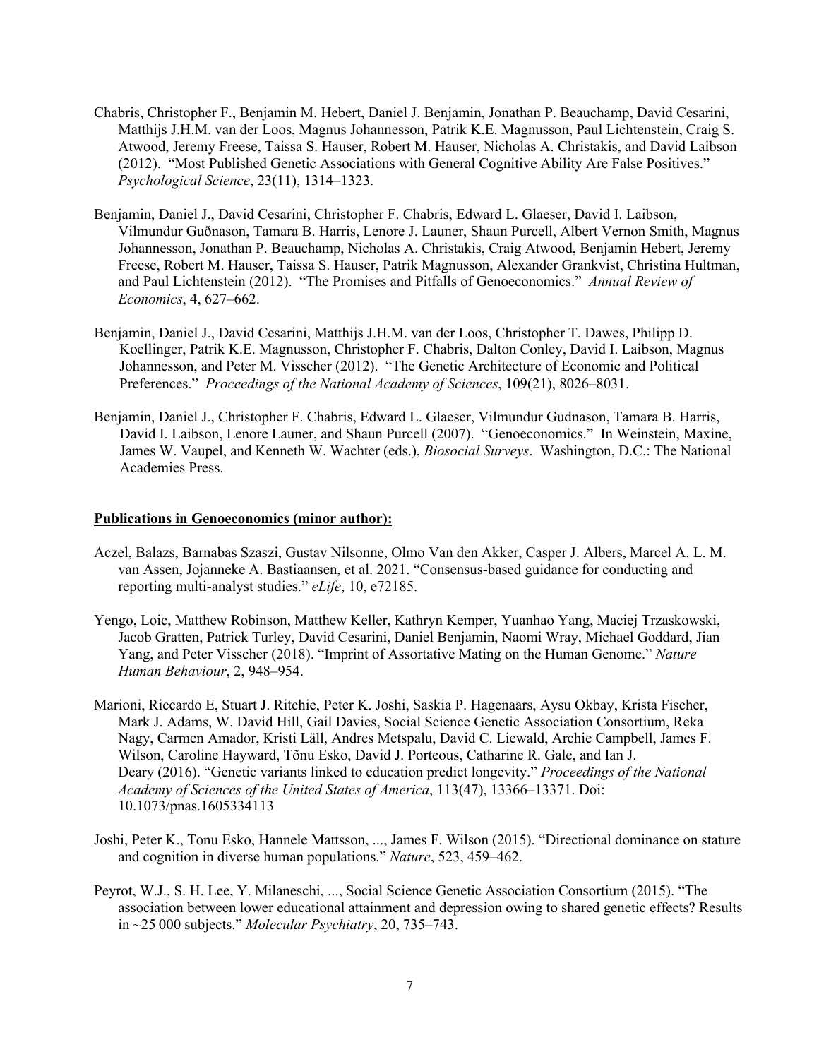Chabris, Christopher F., Benjamin M. Hebert, Daniel J. Benjamin, Jonathan P. Beauchamp, David Cesarini, Matthijs J.H.M. van der Loos, Magnus Johannesson, Patrik K.E. Magnusson, Paul Lichtenstein, Craig S. Atwood, Jeremy Freese, Taissa S. Hauser, Robert M. Hauser, Nicholas A. Christakis, and David Laibson (2012). "Most Published Genetic Associations with General Cognitive Ability Are False Positives." *Psychological Science*, 23(11), 1314–1323.

Benjamin, Daniel J., David Cesarini, Christopher F. Chabris, Edward L. Glaeser, David I. Laibson, Vilmundur Guðnason, Tamara B. Harris, Lenore J. Launer, Shaun Purcell, Albert Vernon Smith, Magnus Johannesson, Jonathan P. Beauchamp, Nicholas A. Christakis, Craig Atwood, Benjamin Hebert, Jeremy Freese, Robert M. Hauser, Taissa S. Hauser, Patrik Magnusson, Alexander Grankvist, Christina Hultman, and Paul Lichtenstein (2012). "The Promises and Pitfalls of Genoeconomics." *Annual Review of Economics*, 4, 627–662.

Benjamin, Daniel J., David Cesarini, Matthijs J.H.M. van der Loos, Christopher T. Dawes, Philipp D. Koellinger, Patrik K.E. Magnusson, Christopher F. Chabris, Dalton Conley, David I. Laibson, Magnus Johannesson, and Peter M. Visscher (2012). "The Genetic Architecture of Economic and Political Preferences." *Proceedings of the National Academy of Sciences*, 109(21), 8026–8031.

Benjamin, Daniel J., Christopher F. Chabris, Edward L. Glaeser, Vilmundur Gudnason, Tamara B. Harris, David I. Laibson, Lenore Launer, and Shaun Purcell (2007). "Genoeconomics." In Weinstein, Maxine, James W. Vaupel, and Kenneth W. Wachter (eds.), *Biosocial Surveys*. Washington, D.C.: The National Academies Press.

**Publications in Genoeconomics (minor author):**

Aczel, Balazs, Barnabas Szaszi, Gustav Nilsonne, Olmo Van den Akker, Casper J. Albers, Marcel A. L. M. van Assen, Jojanneke A. Bastiaansen, et al. 2021. "Consensus-based guidance for conducting and reporting multi-analyst studies." *eLife*, 10, e72185.

Yengo, Loic, Matthew Robinson, Matthew Keller, Kathryn Kemper, Yuanhao Yang, Maciej Trzaskowski, Jacob Gratten, Patrick Turley, David Cesarini, Daniel Benjamin, Naomi Wray, Michael Goddard, Jian Yang, and Peter Visscher (2018). "Imprint of Assortative Mating on the Human Genome." *Nature Human Behaviour*, 2, 948–954.

Marioni, Riccardo E, Stuart J. Ritchie, Peter K. Joshi, Saskia P. Hagenaars, Aysu Okbay, Krista Fischer, Mark J. Adams, W. David Hill, Gail Davies, Social Science Genetic Association Consortium, Reka Nagy, Carmen Amador, Kristi Läll, Andres Metspalu, David C. Liewald, Archie Campbell, James F. Wilson, Caroline Hayward, Tõnu Esko, David J. Porteous, Catharine R. Gale, and Ian J. Deary (2016). "Genetic variants linked to education predict longevity." *Proceedings of the National Academy of Sciences of the United States of America*, 113(47), 13366–13371. Doi: 10.1073/pnas.1605334113

Joshi, Peter K., Tonu Esko, Hannele Mattsson, ..., James F. Wilson (2015). "Directional dominance on stature and cognition in diverse human populations." *Nature*, 523, 459–462.

Peyrot, W.J., S. H. Lee, Y. Milaneschi, ..., Social Science Genetic Association Consortium (2015). "The association between lower educational attainment and depression owing to shared genetic effects? Results in ~25 000 subjects." *Molecular Psychiatry*, 20, 735–743.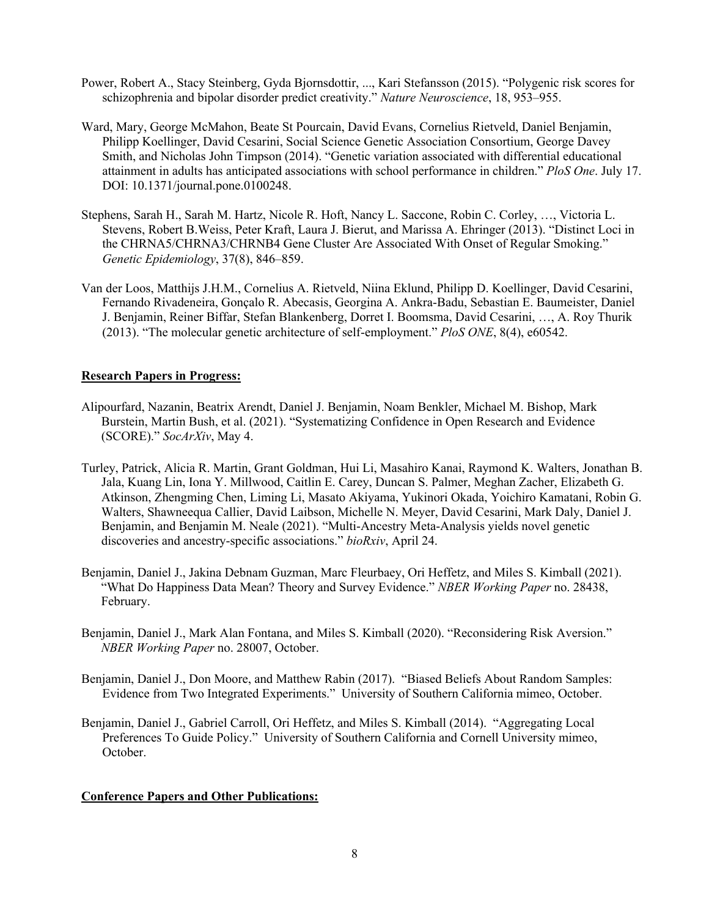Power, Robert A., Stacy Steinberg, Gyda Bjornsdottir, ..., Kari Stefansson (2015). "Polygenic risk scores for schizophrenia and bipolar disorder predict creativity." *Nature Neuroscience*, 18, 953–955.

Ward, Mary, George McMahon, Beate St Pourcain, David Evans, Cornelius Rietveld, Daniel Benjamin, Philipp Koellinger, David Cesarini, Social Science Genetic Association Consortium, George Davey Smith, and Nicholas John Timpson (2014). "Genetic variation associated with differential educational attainment in adults has anticipated associations with school performance in children." *PloS One*. July 17. DOI: 10.1371/journal.pone.0100248.

Stephens, Sarah H., Sarah M. Hartz, Nicole R. Hoft, Nancy L. Saccone, Robin C. Corley, …, Victoria L. Stevens, Robert B.Weiss, Peter Kraft, Laura J. Bierut, and Marissa A. Ehringer (2013). "Distinct Loci in the CHRNA5/CHRNA3/CHRNB4 Gene Cluster Are Associated With Onset of Regular Smoking." *Genetic Epidemiology*, 37(8), 846–859.

Van der Loos, Matthijs J.H.M., Cornelius A. Rietveld, Niina Eklund, Philipp D. Koellinger, David Cesarini, Fernando Rivadeneira, Gonçalo R. Abecasis, Georgina A. Ankra-Badu, Sebastian E. Baumeister, Daniel J. Benjamin, Reiner Biffar, Stefan Blankenberg, Dorret I. Boomsma, David Cesarini, …, A. Roy Thurik (2013). "The molecular genetic architecture of self-employment." *PloS ONE*, 8(4), e60542.

**Research Papers in Progress:**

Alipourfard, Nazanin, Beatrix Arendt, Daniel J. Benjamin, Noam Benkler, Michael M. Bishop, Mark Burstein, Martin Bush, et al. (2021). "Systematizing Confidence in Open Research and Evidence (SCORE)." *SocArXiv*, May 4.

Turley, Patrick, Alicia R. Martin, Grant Goldman, Hui Li, Masahiro Kanai, Raymond K. Walters, Jonathan B. Jala, Kuang Lin, Iona Y. Millwood, Caitlin E. Carey, Duncan S. Palmer, Meghan Zacher, Elizabeth G. Atkinson, Zhengming Chen, Liming Li, Masato Akiyama, Yukinori Okada, Yoichiro Kamatani, Robin G. Walters, Shawneequa Callier, David Laibson, Michelle N. Meyer, David Cesarini, Mark Daly, Daniel J. Benjamin, and Benjamin M. Neale (2021). "Multi-Ancestry Meta-Analysis yields novel genetic discoveries and ancestry-specific associations." *bioRxiv*, April 24.

Benjamin, Daniel J., Jakina Debnam Guzman, Marc Fleurbaey, Ori Heffetz, and Miles S. Kimball (2021). "What Do Happiness Data Mean? Theory and Survey Evidence." *NBER Working Paper* no. 28438, February.

Benjamin, Daniel J., Mark Alan Fontana, and Miles S. Kimball (2020). "Reconsidering Risk Aversion." *NBER Working Paper* no. 28007, October.

Benjamin, Daniel J., Don Moore, and Matthew Rabin (2017). "Biased Beliefs About Random Samples: Evidence from Two Integrated Experiments." University of Southern California mimeo, October.

Benjamin, Daniel J., Gabriel Carroll, Ori Heffetz, and Miles S. Kimball (2014). "Aggregating Local Preferences To Guide Policy." University of Southern California and Cornell University mimeo, October.

**Conference Papers and Other Publications:**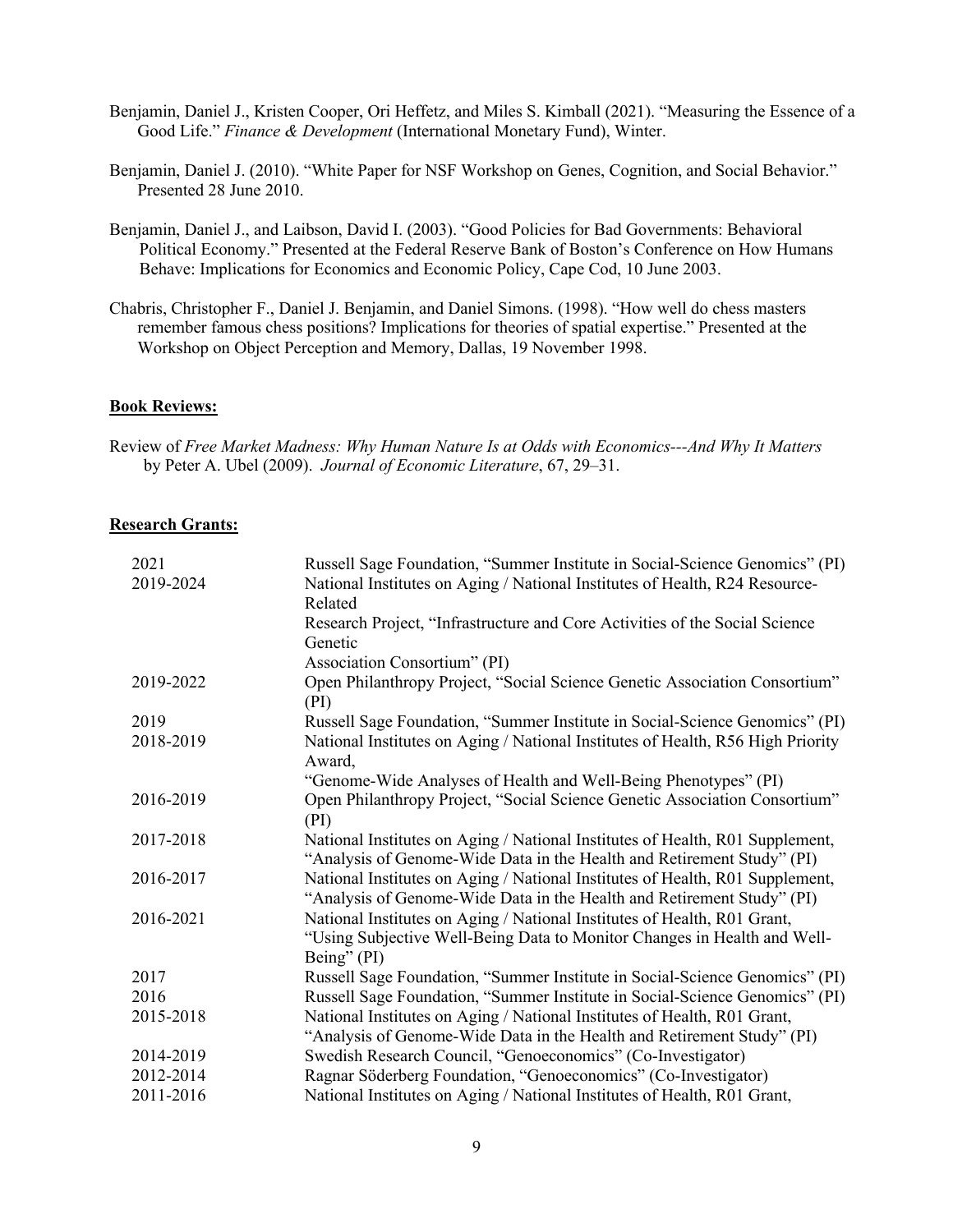Benjamin, Daniel J., Kristen Cooper, Ori Heffetz, and Miles S. Kimball (2021). "Measuring the Essence of a Good Life." *Finance & Development* (International Monetary Fund), Winter.

Benjamin, Daniel J. (2010). "White Paper for NSF Workshop on Genes, Cognition, and Social Behavior." Presented 28 June 2010.

Benjamin, Daniel J., and Laibson, David I. (2003). "Good Policies for Bad Governments: Behavioral Political Economy." Presented at the Federal Reserve Bank of Boston's Conference on How Humans Behave: Implications for Economics and Economic Policy, Cape Cod, 10 June 2003.

Chabris, Christopher F., Daniel J. Benjamin, and Daniel Simons. (1998). "How well do chess masters remember famous chess positions? Implications for theories of spatial expertise." Presented at the Workshop on Object Perception and Memory, Dallas, 19 November 1998.

**Book Reviews:**

Review of *Free Market Madness: Why Human Nature Is at Odds with Economics---And Why It Matters* by Peter A. Ubel (2009). *Journal of Economic Literature*, 67, 29–31.

**Research Grants:**

| | |
|---|---|
| 2021 | Russell Sage Foundation, "Summer Institute in Social-Science Genomics" (PI) |
| 2019-2024 | National Institutes on Aging / National Institutes of Health, R24 Resource-Related Research Project, "Infrastructure and Core Activities of the Social Science Genetic Association Consortium" (PI) |
| 2019-2022 | Open Philanthropy Project, "Social Science Genetic Association Consortium" (PI) |
| 2019 | Russell Sage Foundation, "Summer Institute in Social-Science Genomics" (PI) |
| 2018-2019 | National Institutes on Aging / National Institutes of Health, R56 High Priority Award, "Genome-Wide Analyses of Health and Well-Being Phenotypes" (PI) |
| 2016-2019 | Open Philanthropy Project, "Social Science Genetic Association Consortium" (PI) |
| 2017-2018 | National Institutes on Aging / National Institutes of Health, R01 Supplement, "Analysis of Genome-Wide Data in the Health and Retirement Study" (PI) |
| 2016-2017 | National Institutes on Aging / National Institutes of Health, R01 Supplement, "Analysis of Genome-Wide Data in the Health and Retirement Study" (PI) |
| 2016-2021 | National Institutes on Aging / National Institutes of Health, R01 Grant, "Using Subjective Well-Being Data to Monitor Changes in Health and Well-Being" (PI) |
| 2017 | Russell Sage Foundation, "Summer Institute in Social-Science Genomics" (PI) |
| 2016 | Russell Sage Foundation, "Summer Institute in Social-Science Genomics" (PI) |
| 2015-2018 | National Institutes on Aging / National Institutes of Health, R01 Grant, "Analysis of Genome-Wide Data in the Health and Retirement Study" (PI) |
| 2014-2019 | Swedish Research Council, "Genoeconomics" (Co-Investigator) |
| 2012-2014 | Ragnar Söderberg Foundation, "Genoeconomics" (Co-Investigator) |
| 2011-2016 | National Institutes on Aging / National Institutes of Health, R01 Grant, |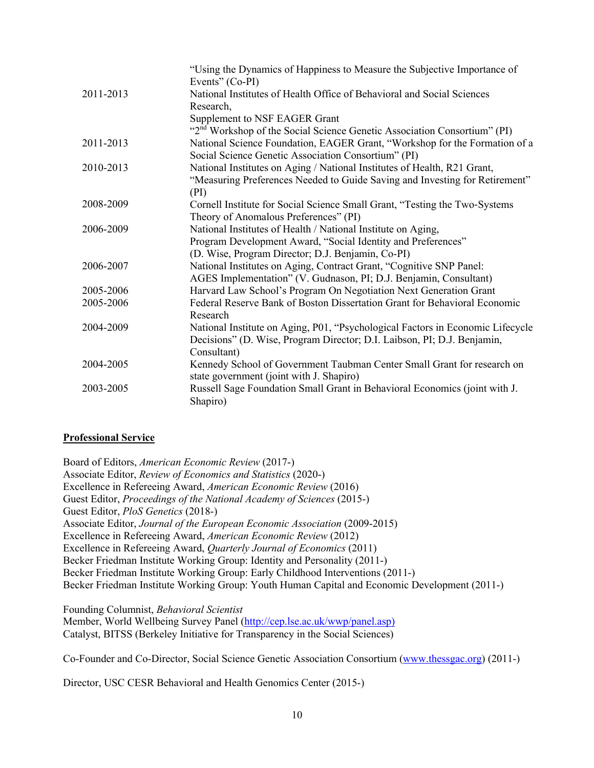| | |
|---|---|
| | "Using the Dynamics of Happiness to Measure the Subjective Importance of Events" (Co-PI) |
| 2011-2013 | National Institutes of Health Office of Behavioral and Social Sciences Research, Supplement to NSF EAGER Grant "2nd Workshop of the Social Science Genetic Association Consortium" (PI) |
| 2011-2013 | National Science Foundation, EAGER Grant, "Workshop for the Formation of a Social Science Genetic Association Consortium" (PI) |
| 2010-2013 | National Institutes on Aging / National Institutes of Health, R21 Grant, "Measuring Preferences Needed to Guide Saving and Investing for Retirement" (PI) |
| 2008-2009 | Cornell Institute for Social Science Small Grant, "Testing the Two-Systems Theory of Anomalous Preferences" (PI) |
| 2006-2009 | National Institutes of Health / National Institute on Aging, Program Development Award, "Social Identity and Preferences" (D. Wise, Program Director; D.J. Benjamin, Co-PI) |
| 2006-2007 | National Institutes on Aging, Contract Grant, "Cognitive SNP Panel: AGES Implementation" (V. Gudnason, PI; D.J. Benjamin, Consultant) |
| 2005-2006 | Harvard Law School's Program On Negotiation Next Generation Grant |
| 2005-2006 | Federal Reserve Bank of Boston Dissertation Grant for Behavioral Economic Research |
| 2004-2009 | National Institute on Aging, P01, "Psychological Factors in Economic Lifecycle Decisions" (D. Wise, Program Director; D.I. Laibson, PI; D.J. Benjamin, Consultant) |
| 2004-2005 | Kennedy School of Government Taubman Center Small Grant for research on state government (joint with J. Shapiro) |
| 2003-2005 | Russell Sage Foundation Small Grant in Behavioral Economics (joint with J. Shapiro) |

## **Professional Service**

Board of Editors, *American Economic Review* (2017-)
Associate Editor, *Review of Economics and Statistics* (2020-)
Excellence in Refereeing Award, *American Economic Review* (2016)
Guest Editor, *Proceedings of the National Academy of Sciences* (2015-)
Guest Editor, *PloS Genetics* (2018-)
Associate Editor, *Journal of the European Economic Association* (2009-2015)
Excellence in Refereeing Award, *American Economic Review* (2012)
Excellence in Refereeing Award, *Quarterly Journal of Economics* (2011)
Becker Friedman Institute Working Group: Identity and Personality (2011-)
Becker Friedman Institute Working Group: Early Childhood Interventions (2011-)
Becker Friedman Institute Working Group: Youth Human Capital and Economic Development (2011-)

Founding Columnist, *Behavioral Scientist*
Member, World Wellbeing Survey Panel (http://cep.lse.ac.uk/wwp/panel.asp)
Catalyst, BITSS (Berkeley Initiative for Transparency in the Social Sciences)

Co-Founder and Co-Director, Social Science Genetic Association Consortium (www.thessgac.org) (2011-)

Director, USC CESR Behavioral and Health Genomics Center (2015-)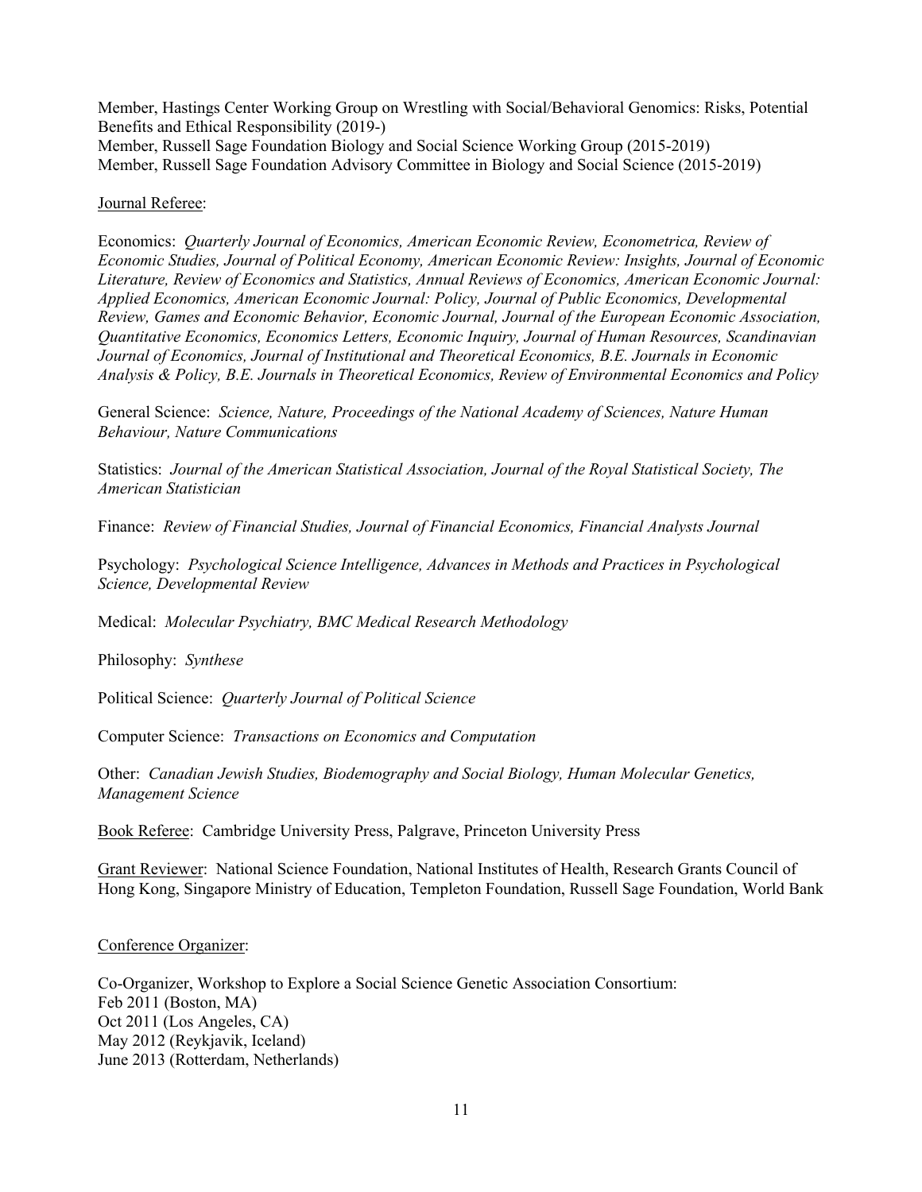Member, Hastings Center Working Group on Wrestling with Social/Behavioral Genomics: Risks, Potential Benefits and Ethical Responsibility (2019-)
Member, Russell Sage Foundation Biology and Social Science Working Group (2015-2019)
Member, Russell Sage Foundation Advisory Committee in Biology and Social Science (2015-2019)

<u>Journal Referee</u>:

Economics: *Quarterly Journal of Economics, American Economic Review, Econometrica, Review of Economic Studies, Journal of Political Economy, American Economic Review: Insights, Journal of Economic Literature, Review of Economics and Statistics, Annual Reviews of Economics, American Economic Journal: Applied Economics, American Economic Journal: Policy, Journal of Public Economics, Developmental Review, Games and Economic Behavior, Economic Journal, Journal of the European Economic Association, Quantitative Economics, Economics Letters, Economic Inquiry, Journal of Human Resources, Scandinavian Journal of Economics, Journal of Institutional and Theoretical Economics, B.E. Journals in Economic Analysis & Policy, B.E. Journals in Theoretical Economics, Review of Environmental Economics and Policy*

General Science: *Science, Nature, Proceedings of the National Academy of Sciences, Nature Human Behaviour, Nature Communications*

Statistics: *Journal of the American Statistical Association, Journal of the Royal Statistical Society, The American Statistician*

Finance: *Review of Financial Studies, Journal of Financial Economics, Financial Analysts Journal*

Psychology: *Psychological Science Intelligence, Advances in Methods and Practices in Psychological Science, Developmental Review*

Medical: *Molecular Psychiatry, BMC Medical Research Methodology*

Philosophy: *Synthese*

Political Science: *Quarterly Journal of Political Science*

Computer Science: *Transactions on Economics and Computation*

Other: *Canadian Jewish Studies, Biodemography and Social Biology, Human Molecular Genetics, Management Science*

<u>Book Referee</u>: Cambridge University Press, Palgrave, Princeton University Press

<u>Grant Reviewer</u>: National Science Foundation, National Institutes of Health, Research Grants Council of Hong Kong, Singapore Ministry of Education, Templeton Foundation, Russell Sage Foundation, World Bank

<u>Conference Organizer</u>:

Co-Organizer, Workshop to Explore a Social Science Genetic Association Consortium:
Feb 2011 (Boston, MA)
Oct 2011 (Los Angeles, CA)
May 2012 (Reykjavik, Iceland)
June 2013 (Rotterdam, Netherlands)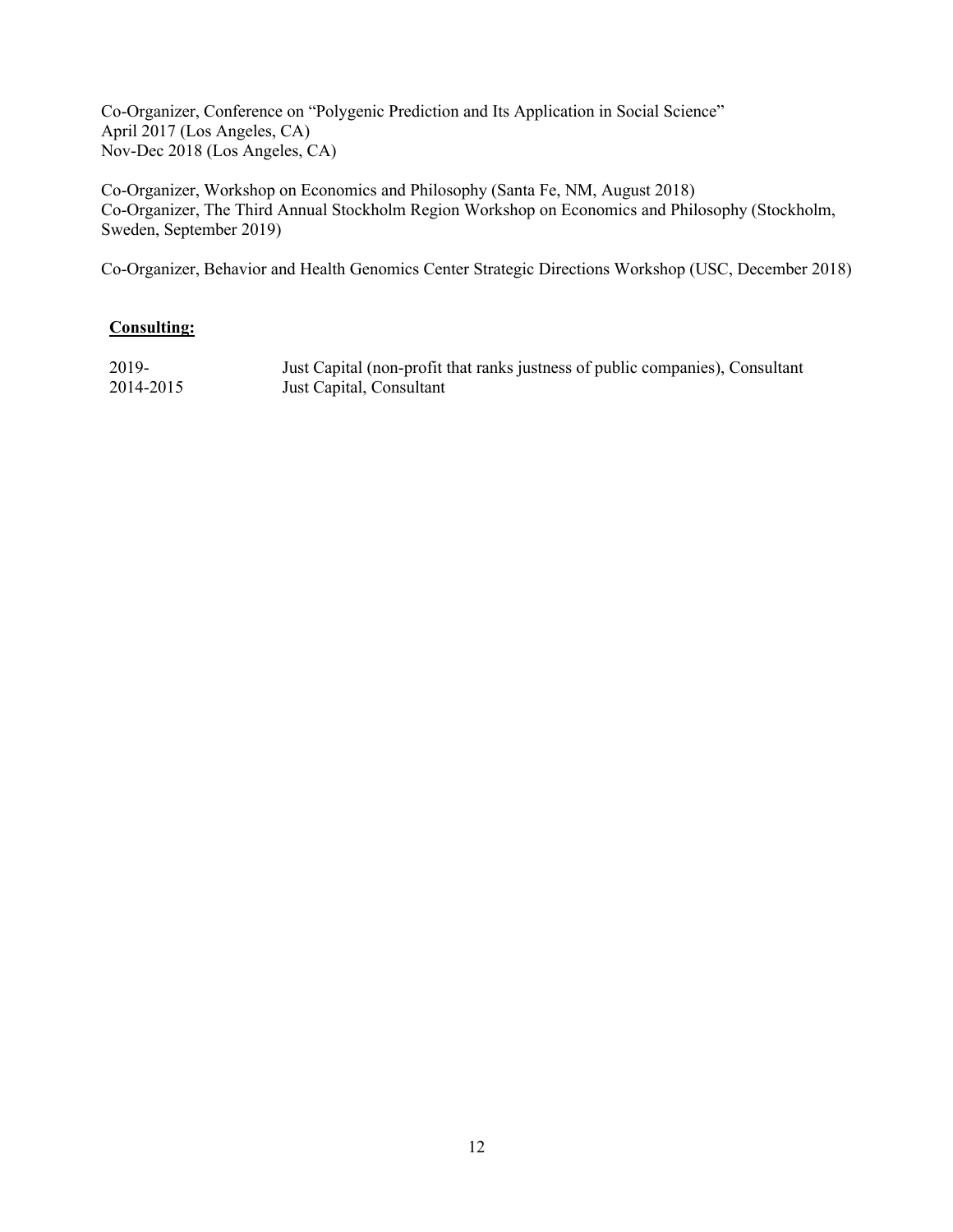Co-Organizer, Conference on "Polygenic Prediction and Its Application in Social Science"
April 2017 (Los Angeles, CA)
Nov-Dec 2018 (Los Angeles, CA)

Co-Organizer, Workshop on Economics and Philosophy (Santa Fe, NM, August 2018)
Co-Organizer, The Third Annual Stockholm Region Workshop on Economics and Philosophy (Stockholm, Sweden, September 2019)

Co-Organizer, Behavior and Health Genomics Center Strategic Directions Workshop (USC, December 2018)

**Consulting:**

| | |
|---|---|
| 2019- | Just Capital (non-profit that ranks justness of public companies), Consultant |
| 2014-2015 | Just Capital, Consultant |